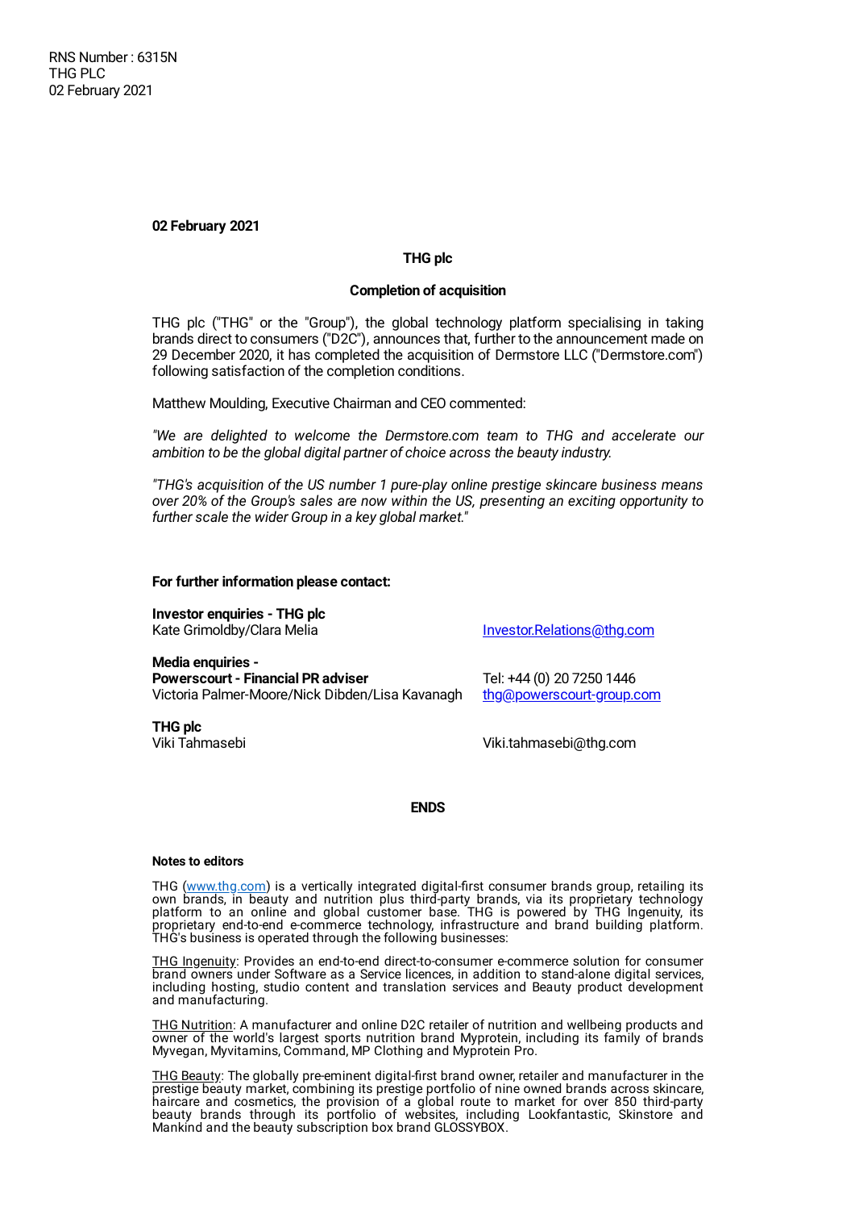RNS Number : 6315N
THG PLC
02 February 2021

**02 February 2021**

**THG plc**

**Completion of acquisition**

THG plc ("THG" or the "Group"), the global technology platform specialising in taking brands direct to consumers ("D2C"), announces that, further to the announcement made on 29 December 2020, it has completed the acquisition of Dermstore LLC ("Dermstore.com") following satisfaction of the completion conditions.

Matthew Moulding, Executive Chairman and CEO commented:

*"We are delighted to welcome the Dermstore.com team to THG and accelerate our ambition to be the global digital partner of choice across the beauty industry.*

*"THG's acquisition of the US number 1 pure-play online prestige skincare business means over 20% of the Group's sales are now within the US, presenting an exciting opportunity to further scale the wider Group in a key global market."*

**For further information please contact:**

**Investor enquiries - THG plc**
Kate Grimoldby/Clara Melia — Investor.Relations@thg.com

**Media enquiries -**
**Powerscourt - Financial PR adviser**
Victoria Palmer-Moore/Nick Dibden/Lisa Kavanagh — Tel: +44 (0) 20 7250 1446, thg@powerscourt-group.com

**THG plc**
Viki Tahmasebi — Viki.tahmasebi@thg.com

**ENDS**

**Notes to editors**

THG (www.thg.com) is a vertically integrated digital-first consumer brands group, retailing its own brands, in beauty and nutrition plus third-party brands, via its proprietary technology platform to an online and global customer base. THG is powered by THG Ingenuity, its proprietary end-to-end e-commerce technology, infrastructure and brand building platform. THG's business is operated through the following businesses:

THG Ingenuity: Provides an end-to-end direct-to-consumer e-commerce solution for consumer brand owners under Software as a Service licences, in addition to stand-alone digital services, including hosting, studio content and translation services and Beauty product development and manufacturing.

THG Nutrition: A manufacturer and online D2C retailer of nutrition and wellbeing products and owner of the world's largest sports nutrition brand Myprotein, including its family of brands Myvegan, Myvitamins, Command, MP Clothing and Myprotein Pro.

THG Beauty: The globally pre-eminent digital-first brand owner, retailer and manufacturer in the prestige beauty market, combining its prestige portfolio of nine owned brands across skincare, haircare and cosmetics, the provision of a global route to market for over 850 third-party beauty brands through its portfolio of websites, including Lookfantastic, Skinstore and Mankind and the beauty subscription box brand GLOSSYBOX.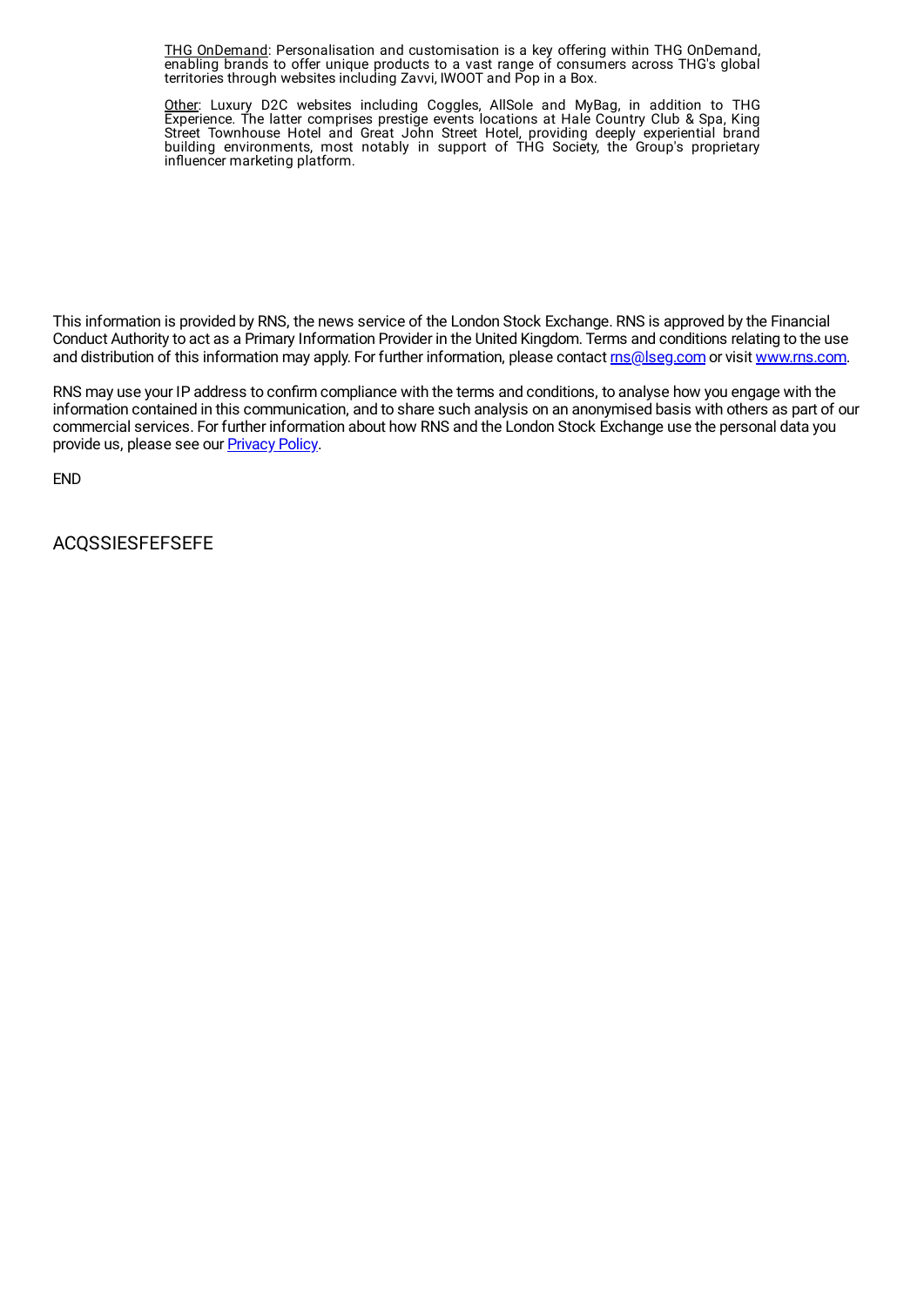THG OnDemand: Personalisation and customisation is a key offering within THG OnDemand, enabling brands to offer unique products to a vast range of consumers across THG's global territories through websites including Zavvi, IWOOT and Pop in a Box.

Other: Luxury D2C websites including Coggles, AllSole and MyBag, in addition to THG Experience. The latter comprises prestige events locations at Hale Country Club & Spa, King Street Townhouse Hotel and Great John Street Hotel, providing deeply experiential brand building environments, most notably in support of THG Society, the Group's proprietary influencer marketing platform.

This information is provided by RNS, the news service of the London Stock Exchange. RNS is approved by the Financial Conduct Authority to act as a Primary Information Provider in the United Kingdom. Terms and conditions relating to the use and distribution of this information may apply. For further information, please contact rns@lseg.com or visit www.rns.com.

RNS may use your IP address to confirm compliance with the terms and conditions, to analyse how you engage with the information contained in this communication, and to share such analysis on an anonymised basis with others as part of our commercial services. For further information about how RNS and the London Stock Exchange use the personal data you provide us, please see our Privacy Policy.

END

ACQSSIESFEFSEFE